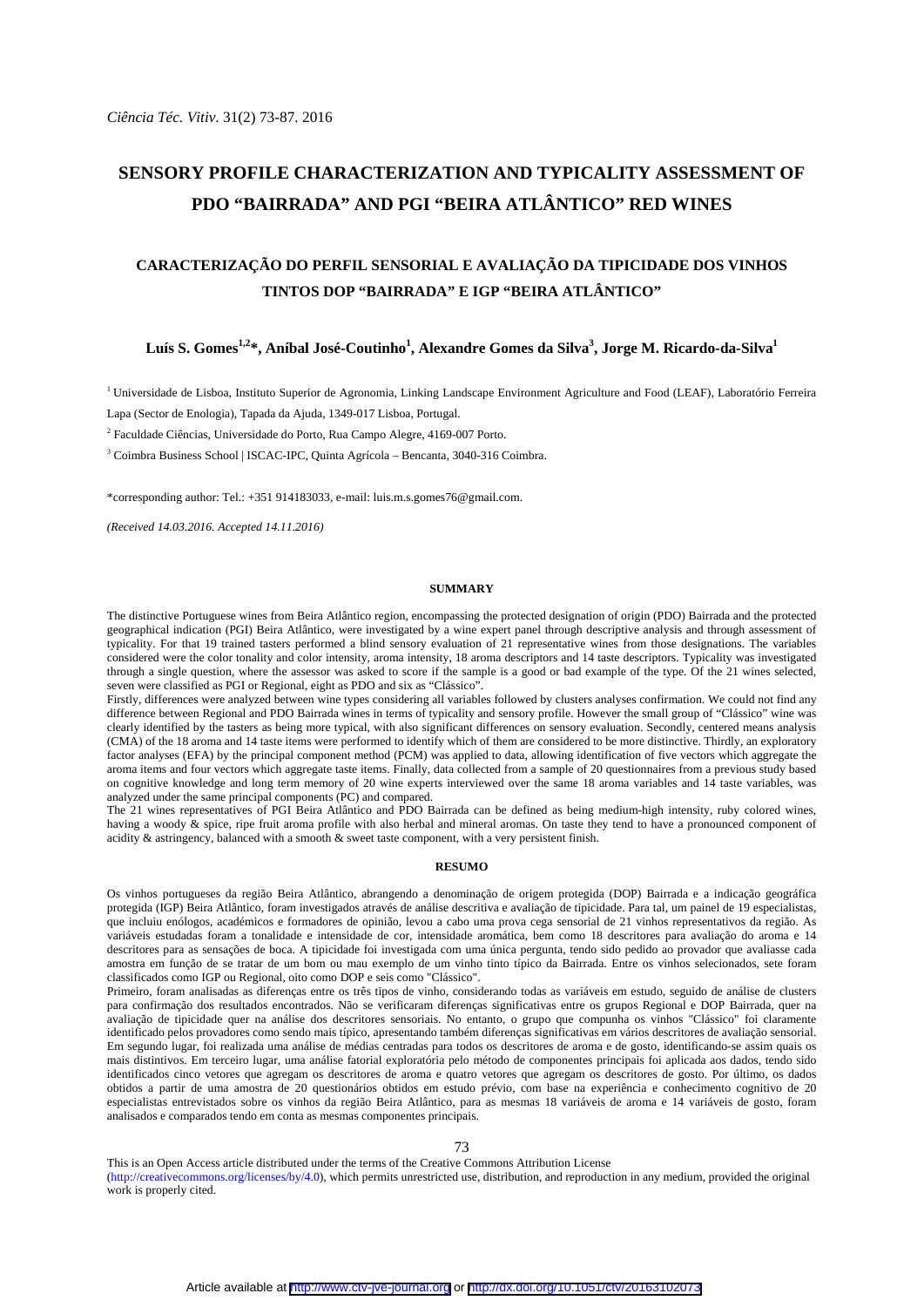# SENSORY PROFILE CHARACTERIZATION AND TYPICALITY ASSESSMENT OF PDO "BAIRRADA" AND PGI "BEIRA ATLÂNTICO" RED WINES

## CARACTERIZAÇÃO DO PERFIL SENSORIAL E AVALIAÇÃO DA TIPICIDADE DOS VINHOS TINTOS DOP "BAIRRADA" E IGP "BEIRA ATLÂNTICO"

**Luís S. Gomes[1,2]*, Aníbal José-Coutinho[1], Alexandre Gomes da Silva[3], Jorge M. Ricardo-da-Silva[1]**

[1] Universidade de Lisboa, Instituto Superior de Agronomia, Linking Landscape Environment Agriculture and Food (LEAF), Laboratório Ferreira Lapa (Sector de Enologia), Tapada da Ajuda, 1349-017 Lisboa, Portugal.

[2] Faculdade Ciências, Universidade do Porto, Rua Campo Alegre, 4169-007 Porto.

[3] Coimbra Business School | ISCAC-IPC, Quinta Agrícola – Bencanta, 3040-316 Coimbra.

*corresponding author: Tel.: +351 914183033, e-mail: luis.m.s.gomes76@gmail.com.

*(Received 14.03.2016. Accepted 14.11.2016)*

### SUMMARY

The distinctive Portuguese wines from Beira Atlântico region, encompassing the protected designation of origin (PDO) Bairrada and the protected geographical indication (PGI) Beira Atlântico, were investigated by a wine expert panel through descriptive analysis and through assessment of typicality. For that 19 trained tasters performed a blind sensory evaluation of 21 representative wines from those designations. The variables considered were the color tonality and color intensity, aroma intensity, 18 aroma descriptors and 14 taste descriptors. Typicality was investigated through a single question, where the assessor was asked to score if the sample is a good or bad example of the type. Of the 21 wines selected, seven were classified as PGI or Regional, eight as PDO and six as "Clássico".

Firstly, differences were analyzed between wine types considering all variables followed by clusters analyses confirmation. We could not find any difference between Regional and PDO Bairrada wines in terms of typicality and sensory profile. However the small group of "Clássico" wine was clearly identified by the tasters as being more typical, with also significant differences on sensory evaluation. Secondly, centered means analysis (CMA) of the 18 aroma and 14 taste items were performed to identify which of them are considered to be more distinctive. Thirdly, an exploratory factor analyses (EFA) by the principal component method (PCM) was applied to data, allowing identification of five vectors which aggregate the aroma items and four vectors which aggregate taste items. Finally, data collected from a sample of 20 questionnaires from a previous study based on cognitive knowledge and long term memory of 20 wine experts interviewed over the same 18 aroma variables and 14 taste variables, was analyzed under the same principal components (PC) and compared.

The 21 wines representatives of PGI Beira Atlântico and PDO Bairrada can be defined as being medium-high intensity, ruby colored wines, having a woody & spice, ripe fruit aroma profile with also herbal and mineral aromas. On taste they tend to have a pronounced component of acidity & astringency, balanced with a smooth & sweet taste component, with a very persistent finish.

### RESUMO

Os vinhos portugueses da região Beira Atlântico, abrangendo a denominação de origem protegida (DOP) Bairrada e a indicação geográfica protegida (IGP) Beira Atlântico, foram investigados através de análise descritiva e avaliação de tipicidade. Para tal, um painel de 19 especialistas, que incluiu enólogos, académicos e formadores de opinião, levou a cabo uma prova cega sensorial de 21 vinhos representativos da região. As variáveis estudadas foram a tonalidade e intensidade de cor, intensidade aromática, bem como 18 descritores para avaliação do aroma e 14 descritores para as sensações de boca. A tipicidade foi investigada com uma única pergunta, tendo sido pedido ao provador que avaliasse cada amostra em função de se tratar de um bom ou mau exemplo de um vinho tinto típico da Bairrada. Entre os vinhos selecionados, sete foram classificados como IGP ou Regional, oito como DOP e seis como "Clássico".

Primeiro, foram analisadas as diferenças entre os três tipos de vinho, considerando todas as variáveis em estudo, seguido de análise de clusters para confirmação dos resultados encontrados. Não se verificaram diferenças significativas entre os grupos Regional e DOP Bairrada, quer na avaliação de tipicidade quer na análise dos descritores sensoriais. No entanto, o grupo que compunha os vinhos "Clássico" foi claramente identificado pelos provadores como sendo mais típico, apresentando também diferenças significativas em vários descritores de avaliação sensorial. Em segundo lugar, foi realizada uma análise de médias centradas para todos os descritores de aroma e de gosto, identificando-se assim quais os mais distintivos. Em terceiro lugar, uma análise fatorial exploratória pelo método de componentes principais foi aplicada aos dados, tendo sido identificados cinco vetores que agregam os descritores de aroma e quatro vetores que agregam os descritores de gosto. Por último, os dados obtidos a partir de uma amostra de 20 questionários obtidos em estudo prévio, com base na experiência e conhecimento cognitivo de 20 especialistas entrevistados sobre os vinhos da região Beira Atlântico, para as mesmas 18 variáveis de aroma e 14 variáveis de gosto, foram analisados e comparados tendo em conta as mesmas componentes principais.

This is an Open Access article distributed under the terms of the Creative Commons Attribution License (http://creativecommons.org/licenses/by/4.0), which permits unrestricted use, distribution, and reproduction in any medium, provided the original work is properly cited.

Article available at http://www.ctv-jve-journal.org or http://dx.doi.org/10.1051/ctv/20163102073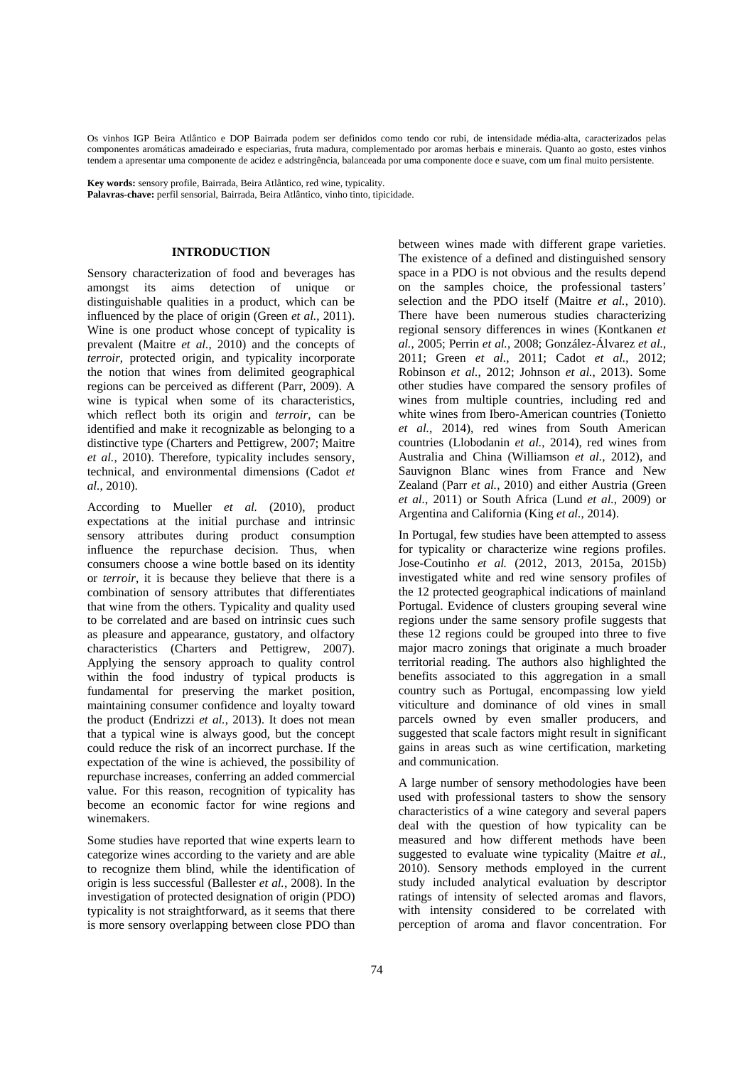Os vinhos IGP Beira Atlântico e DOP Bairrada podem ser definidos como tendo cor rubi, de intensidade média-alta, caracterizados pelas componentes aromáticas amadeirado e especiarias, fruta madura, complementado por aromas herbais e minerais. Quanto ao gosto, estes vinhos tendem a apresentar uma componente de acidez e adstringência, balanceada por uma componente doce e suave, com um final muito persistente.

**Key words:** sensory profile, Bairrada, Beira Atlântico, red wine, typicality.
**Palavras-chave:** perfil sensorial, Bairrada, Beira Atlântico, vinho tinto, tipicidade.

## INTRODUCTION

Sensory characterization of food and beverages has amongst its aims detection of unique or distinguishable qualities in a product, which can be influenced by the place of origin (Green *et al.*, 2011). Wine is one product whose concept of typicality is prevalent (Maitre *et al.*, 2010) and the concepts of *terroir*, protected origin, and typicality incorporate the notion that wines from delimited geographical regions can be perceived as different (Parr, 2009). A wine is typical when some of its characteristics, which reflect both its origin and *terroir*, can be identified and make it recognizable as belonging to a distinctive type (Charters and Pettigrew, 2007; Maitre *et al.*, 2010). Therefore, typicality includes sensory, technical, and environmental dimensions (Cadot *et al.*, 2010).

According to Mueller *et al.* (2010), product expectations at the initial purchase and intrinsic sensory attributes during product consumption influence the repurchase decision. Thus, when consumers choose a wine bottle based on its identity or *terroir*, it is because they believe that there is a combination of sensory attributes that differentiates that wine from the others. Typicality and quality used to be correlated and are based on intrinsic cues such as pleasure and appearance, gustatory, and olfactory characteristics (Charters and Pettigrew, 2007). Applying the sensory approach to quality control within the food industry of typical products is fundamental for preserving the market position, maintaining consumer confidence and loyalty toward the product (Endrizzi *et al.*, 2013). It does not mean that a typical wine is always good, but the concept could reduce the risk of an incorrect purchase. If the expectation of the wine is achieved, the possibility of repurchase increases, conferring an added commercial value. For this reason, recognition of typicality has become an economic factor for wine regions and winemakers.

Some studies have reported that wine experts learn to categorize wines according to the variety and are able to recognize them blind, while the identification of origin is less successful (Ballester *et al.*, 2008). In the investigation of protected designation of origin (PDO) typicality is not straightforward, as it seems that there is more sensory overlapping between close PDO than between wines made with different grape varieties. The existence of a defined and distinguished sensory space in a PDO is not obvious and the results depend on the samples choice, the professional tasters' selection and the PDO itself (Maitre *et al.*, 2010). There have been numerous studies characterizing regional sensory differences in wines (Kontkanen *et al.*, 2005; Perrin *et al.*, 2008; González-Álvarez *et al.*, 2011; Green *et al.*, 2011; Cadot *et al.*, 2012; Robinson *et al.*, 2012; Johnson *et al.*, 2013). Some other studies have compared the sensory profiles of wines from multiple countries, including red and white wines from Ibero-American countries (Tonietto *et al.*, 2014), red wines from South American countries (Llobodanin *et al.*, 2014), red wines from Australia and China (Williamson *et al.*, 2012), and Sauvignon Blanc wines from France and New Zealand (Parr *et al.*, 2010) and either Austria (Green *et al.*, 2011) or South Africa (Lund *et al.*, 2009) or Argentina and California (King *et al.*, 2014).

In Portugal, few studies have been attempted to assess for typicality or characterize wine regions profiles. Jose-Coutinho *et al.* (2012, 2013, 2015a, 2015b) investigated white and red wine sensory profiles of the 12 protected geographical indications of mainland Portugal. Evidence of clusters grouping several wine regions under the same sensory profile suggests that these 12 regions could be grouped into three to five major macro zonings that originate a much broader territorial reading. The authors also highlighted the benefits associated to this aggregation in a small country such as Portugal, encompassing low yield viticulture and dominance of old vines in small parcels owned by even smaller producers, and suggested that scale factors might result in significant gains in areas such as wine certification, marketing and communication.

A large number of sensory methodologies have been used with professional tasters to show the sensory characteristics of a wine category and several papers deal with the question of how typicality can be measured and how different methods have been suggested to evaluate wine typicality (Maitre *et al.*, 2010). Sensory methods employed in the current study included analytical evaluation by descriptor ratings of intensity of selected aromas and flavors, with intensity considered to be correlated with perception of aroma and flavor concentration. For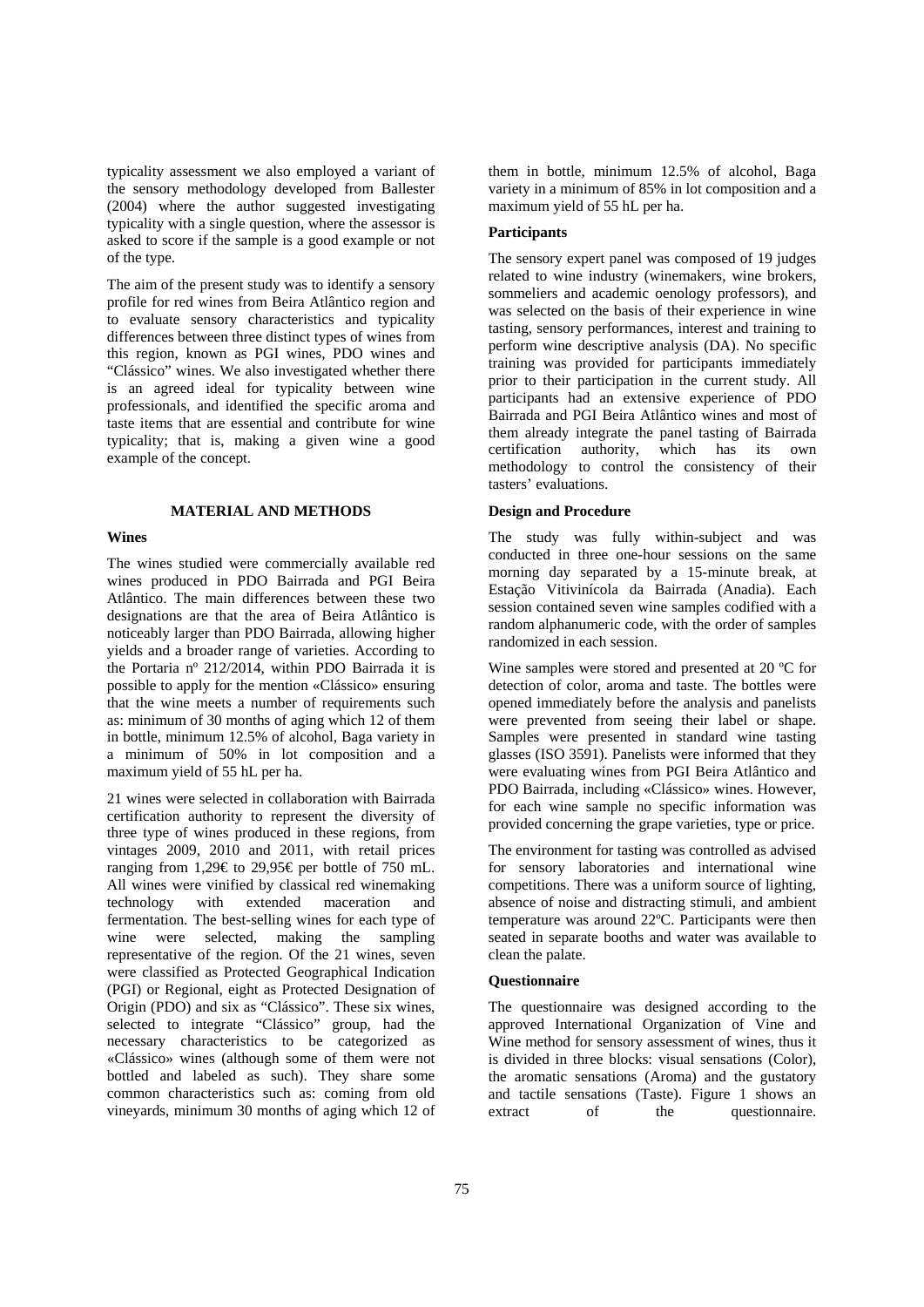typicality assessment we also employed a variant of the sensory methodology developed from Ballester (2004) where the author suggested investigating typicality with a single question, where the assessor is asked to score if the sample is a good example or not of the type.

The aim of the present study was to identify a sensory profile for red wines from Beira Atlântico region and to evaluate sensory characteristics and typicality differences between three distinct types of wines from this region, known as PGI wines, PDO wines and "Clássico" wines. We also investigated whether there is an agreed ideal for typicality between wine professionals, and identified the specific aroma and taste items that are essential and contribute for wine typicality; that is, making a given wine a good example of the concept.

## MATERIAL AND METHODS

### Wines

The wines studied were commercially available red wines produced in PDO Bairrada and PGI Beira Atlântico. The main differences between these two designations are that the area of Beira Atlântico is noticeably larger than PDO Bairrada, allowing higher yields and a broader range of varieties. According to the Portaria nº 212/2014, within PDO Bairrada it is possible to apply for the mention «Clássico» ensuring that the wine meets a number of requirements such as: minimum of 30 months of aging which 12 of them in bottle, minimum 12.5% of alcohol, Baga variety in a minimum of 50% in lot composition and a maximum yield of 55 hL per ha.

21 wines were selected in collaboration with Bairrada certification authority to represent the diversity of three type of wines produced in these regions, from vintages 2009, 2010 and 2011, with retail prices ranging from 1,29€ to 29,95€ per bottle of 750 mL. All wines were vinified by classical red winemaking technology with extended maceration and fermentation. The best-selling wines for each type of wine were selected, making the sampling representative of the region. Of the 21 wines, seven were classified as Protected Geographical Indication (PGI) or Regional, eight as Protected Designation of Origin (PDO) and six as "Clássico". These six wines, selected to integrate "Clássico" group, had the necessary characteristics to be categorized as «Clássico» wines (although some of them were not bottled and labeled as such). They share some common characteristics such as: coming from old vineyards, minimum 30 months of aging which 12 of them in bottle, minimum 12.5% of alcohol, Baga variety in a minimum of 85% in lot composition and a maximum yield of 55 hL per ha.

### Participants

The sensory expert panel was composed of 19 judges related to wine industry (winemakers, wine brokers, sommeliers and academic oenology professors), and was selected on the basis of their experience in wine tasting, sensory performances, interest and training to perform wine descriptive analysis (DA). No specific training was provided for participants immediately prior to their participation in the current study. All participants had an extensive experience of PDO Bairrada and PGI Beira Atlântico wines and most of them already integrate the panel tasting of Bairrada certification authority, which has its own methodology to control the consistency of their tasters' evaluations.

### Design and Procedure

The study was fully within-subject and was conducted in three one-hour sessions on the same morning day separated by a 15-minute break, at Estação Vitivinícola da Bairrada (Anadia). Each session contained seven wine samples codified with a random alphanumeric code, with the order of samples randomized in each session.

Wine samples were stored and presented at 20 ºC for detection of color, aroma and taste. The bottles were opened immediately before the analysis and panelists were prevented from seeing their label or shape. Samples were presented in standard wine tasting glasses (ISO 3591). Panelists were informed that they were evaluating wines from PGI Beira Atlântico and PDO Bairrada, including «Clássico» wines. However, for each wine sample no specific information was provided concerning the grape varieties, type or price.

The environment for tasting was controlled as advised for sensory laboratories and international wine competitions. There was a uniform source of lighting, absence of noise and distracting stimuli, and ambient temperature was around 22ºC. Participants were then seated in separate booths and water was available to clean the palate.

### Questionnaire

The questionnaire was designed according to the approved International Organization of Vine and Wine method for sensory assessment of wines, thus it is divided in three blocks: visual sensations (Color), the aromatic sensations (Aroma) and the gustatory and tactile sensations (Taste). Figure 1 shows an extract of the questionnaire.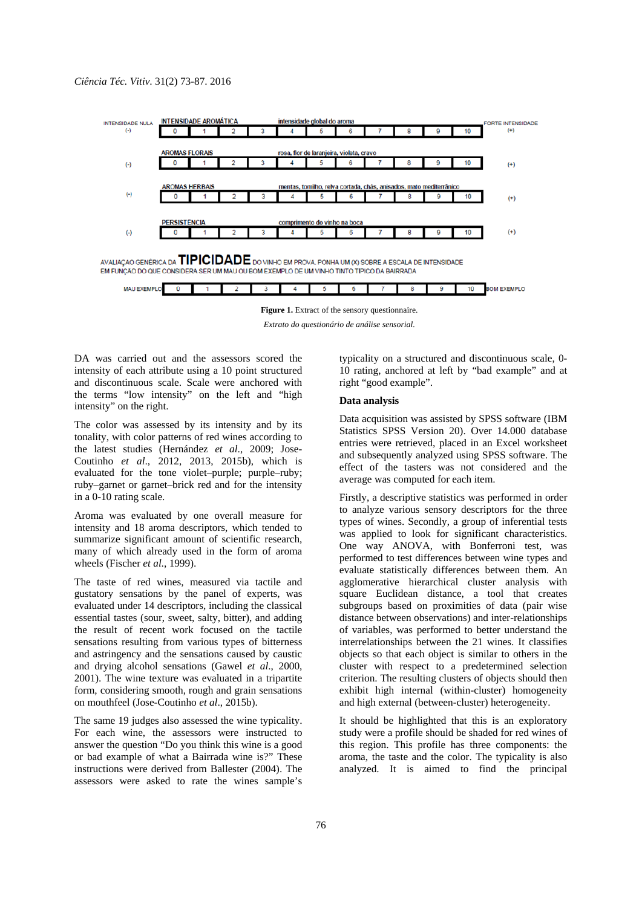| INTENSIDADE NULA | INTENSIDADE AROMÁTICA | | | | intensidade global do aroma | | | | | | | FORTE INTENSIDADE |
|---|---|---|---|---|---|---|---|---|---|---|---|---|
| (-) | 0 | 1 | 2 | 3 | 4 | 5 | 6 | 7 | 8 | 9 | 10 | (+) |

| | AROMAS FLORAIS | | | | rosa, flor de laranjeira, violeta, cravo | | | | | | | |
|---|---|---|---|---|---|---|---|---|---|---|---|---|
| (-) | 0 | 1 | 2 | 3 | 4 | 5 | 6 | 7 | 8 | 9 | 10 | (+) |

| | AROMAS HERBAIS | | | | mentas, tomilho, relva cortada, chás, anisados, mato mediterrânico | | | | | | | |
|---|---|---|---|---|---|---|---|---|---|---|---|---|
| (-) | 0 | 1 | 2 | 3 | 4 | 5 | 6 | 7 | 8 | 9 | 10 | (+) |

| | PERSISTÊNCIA | | | | comprimento do vinho na boca | | | | | | | |
|---|---|---|---|---|---|---|---|---|---|---|---|---|
| (-) | 0 | 1 | 2 | 3 | 4 | 5 | 6 | 7 | 8 | 9 | 10 | (+) |

AVALIAÇAO GENÉRICA DA **TIPICIDADE** DO VINHO EM PROVA. PONHA UM (X) SOBRE A ESCALA DE INTENSIDADE EM FUNÇÃO DO QUE CONSIDERA SER UM MAU OU BOM EXEMPLO DE UM VINHO TINTO TÍPICO DA BAIRRADA

| MAU EXEMPLO | 0 | 1 | 2 | 3 | 4 | 5 | 6 | 7 | 8 | 9 | 10 | BOM EXEMPLO |
|---|---|---|---|---|---|---|---|---|---|---|---|---|

**Figure 1.** Extract of the sensory questionnaire.

*Extrato do questionário de análise sensorial.*

DA was carried out and the assessors scored the intensity of each attribute using a 10 point structured and discontinuous scale. Scale were anchored with the terms "low intensity" on the left and "high intensity" on the right.

The color was assessed by its intensity and by its tonality, with color patterns of red wines according to the latest studies (Hernández *et al*., 2009; Jose-Coutinho *et al*., 2012, 2013, 2015b), which is evaluated for the tone violet–purple; purple–ruby; ruby–garnet or garnet–brick red and for the intensity in a 0-10 rating scale.

Aroma was evaluated by one overall measure for intensity and 18 aroma descriptors, which tended to summarize significant amount of scientific research, many of which already used in the form of aroma wheels (Fischer *et al.*, 1999).

The taste of red wines, measured via tactile and gustatory sensations by the panel of experts, was evaluated under 14 descriptors, including the classical essential tastes (sour, sweet, salty, bitter), and adding the result of recent work focused on the tactile sensations resulting from various types of bitterness and astringency and the sensations caused by caustic and drying alcohol sensations (Gawel *et al*., 2000, 2001). The wine texture was evaluated in a tripartite form, considering smooth, rough and grain sensations on mouthfeel (Jose-Coutinho *et al*., 2015b).

The same 19 judges also assessed the wine typicality. For each wine, the assessors were instructed to answer the question "Do you think this wine is a good or bad example of what a Bairrada wine is?" These instructions were derived from Ballester (2004). The assessors were asked to rate the wines sample's typicality on a structured and discontinuous scale, 0-10 rating, anchored at left by "bad example" and at right "good example".

### Data analysis

Data acquisition was assisted by SPSS software (IBM Statistics SPSS Version 20). Over 14.000 database entries were retrieved, placed in an Excel worksheet and subsequently analyzed using SPSS software. The effect of the tasters was not considered and the average was computed for each item.

Firstly, a descriptive statistics was performed in order to analyze various sensory descriptors for the three types of wines. Secondly, a group of inferential tests was applied to look for significant characteristics. One way ANOVA, with Bonferroni test, was performed to test differences between wine types and evaluate statistically differences between them. An agglomerative hierarchical cluster analysis with square Euclidean distance, a tool that creates subgroups based on proximities of data (pair wise distance between observations) and inter-relationships of variables, was performed to better understand the interrelationships between the 21 wines. It classifies objects so that each object is similar to others in the cluster with respect to a predetermined selection criterion. The resulting clusters of objects should then exhibit high internal (within-cluster) homogeneity and high external (between-cluster) heterogeneity.

It should be highlighted that this is an exploratory study where a profile should be shaded for red wines of this region. This profile has three components: the aroma, the taste and the color. The typicality is also analyzed. It is aimed to find the principal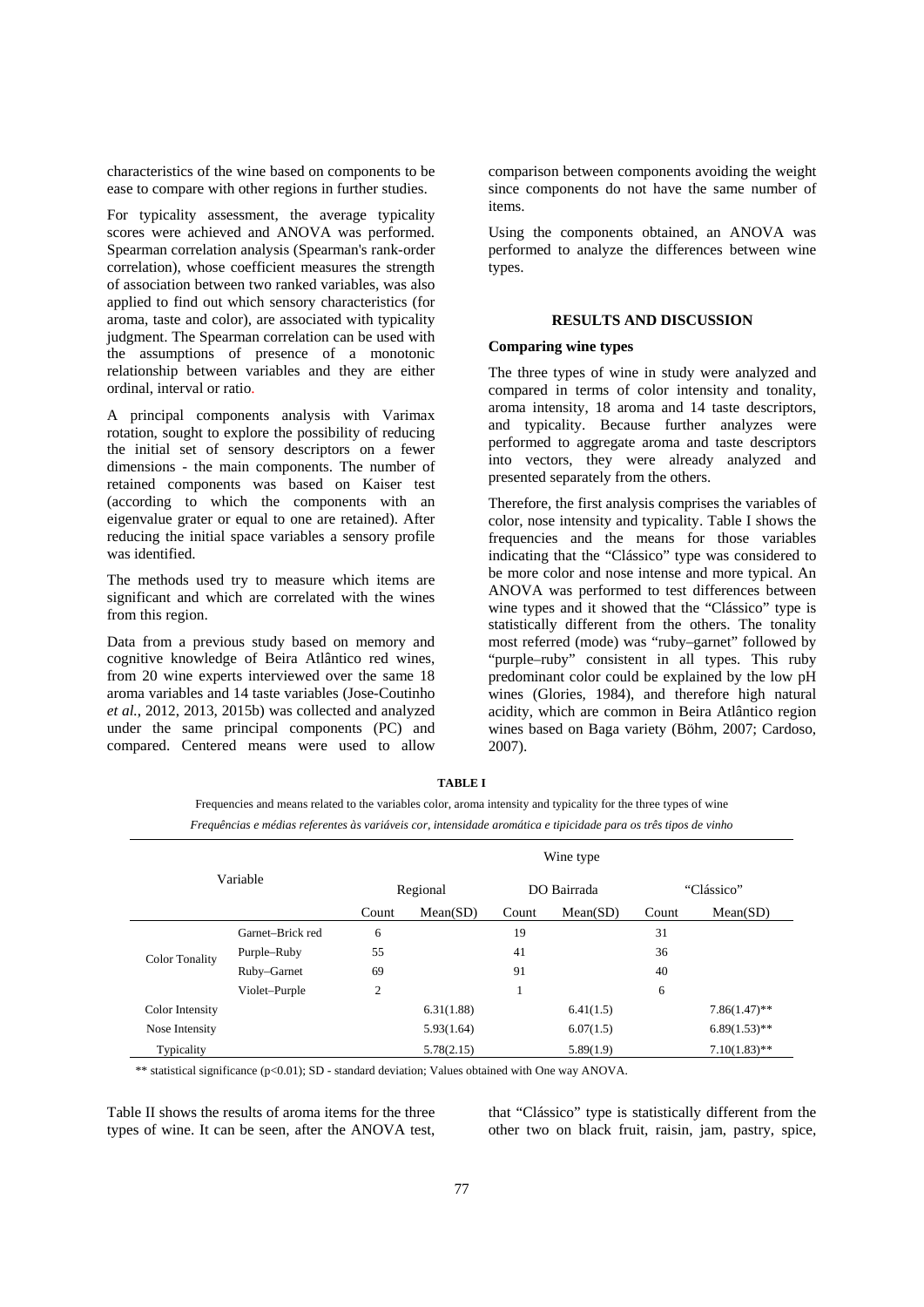characteristics of the wine based on components to be ease to compare with other regions in further studies.

For typicality assessment, the average typicality scores were achieved and ANOVA was performed. Spearman correlation analysis (Spearman's rank-order correlation), whose coefficient measures the strength of association between two ranked variables, was also applied to find out which sensory characteristics (for aroma, taste and color), are associated with typicality judgment. The Spearman correlation can be used with the assumptions of presence of a monotonic relationship between variables and they are either ordinal, interval or ratio.

A principal components analysis with Varimax rotation, sought to explore the possibility of reducing the initial set of sensory descriptors on a fewer dimensions - the main components. The number of retained components was based on Kaiser test (according to which the components with an eigenvalue grater or equal to one are retained). After reducing the initial space variables a sensory profile was identified.

The methods used try to measure which items are significant and which are correlated with the wines from this region.

Data from a previous study based on memory and cognitive knowledge of Beira Atlântico red wines, from 20 wine experts interviewed over the same 18 aroma variables and 14 taste variables (Jose-Coutinho *et al.*, 2012, 2013, 2015b) was collected and analyzed under the same principal components (PC) and compared. Centered means were used to allow comparison between components avoiding the weight since components do not have the same number of items.

Using the components obtained, an ANOVA was performed to analyze the differences between wine types.

## RESULTS AND DISCUSSION

### Comparing wine types

The three types of wine in study were analyzed and compared in terms of color intensity and tonality, aroma intensity, 18 aroma and 14 taste descriptors, and typicality. Because further analyzes were performed to aggregate aroma and taste descriptors into vectors, they were already analyzed and presented separately from the others.

Therefore, the first analysis comprises the variables of color, nose intensity and typicality. Table I shows the frequencies and the means for those variables indicating that the "Clássico" type was considered to be more color and nose intense and more typical. An ANOVA was performed to test differences between wine types and it showed that the "Clássico" type is statistically different from the others. The tonality most referred (mode) was "ruby–garnet" followed by "purple–ruby" consistent in all types. This ruby predominant color could be explained by the low pH wines (Glories, 1984), and therefore high natural acidity, which are common in Beira Atlântico region wines based on Baga variety (Böhm, 2007; Cardoso, 2007).

**TABLE I**

Frequencies and means related to the variables color, aroma intensity and typicality for the three types of wine

*Frequências e médias referentes às variáveis cor, intensidade aromática e tipicidade para os três tipos de vinho*

| Variable | | Wine type | | | | | |
|---|---|---|---|---|---|---|---|
| | | Regional | | DO Bairrada | | "Clássico" | |
| | | Count | Mean(SD) | Count | Mean(SD) | Count | Mean(SD) |
| Color Tonality | Garnet–Brick red | 6 | | 19 | | 31 | |
| | Purple–Ruby | 55 | | 41 | | 36 | |
| | Ruby–Garnet | 69 | | 91 | | 40 | |
| | Violet–Purple | 2 | | 1 | | 6 | |
| Color Intensity | | | 6.31(1.88) | | 6.41(1.5) | | 7.86(1.47)** |
| Nose Intensity | | | 5.93(1.64) | | 6.07(1.5) | | 6.89(1.53)** |
| Typicality | | | 5.78(2.15) | | 5.89(1.9) | | 7.10(1.83)** |

** statistical significance ($p<0.01$); SD - standard deviation; Values obtained with One way ANOVA.

Table II shows the results of aroma items for the three types of wine. It can be seen, after the ANOVA test, that "Clássico" type is statistically different from the other two on black fruit, raisin, jam, pastry, spice,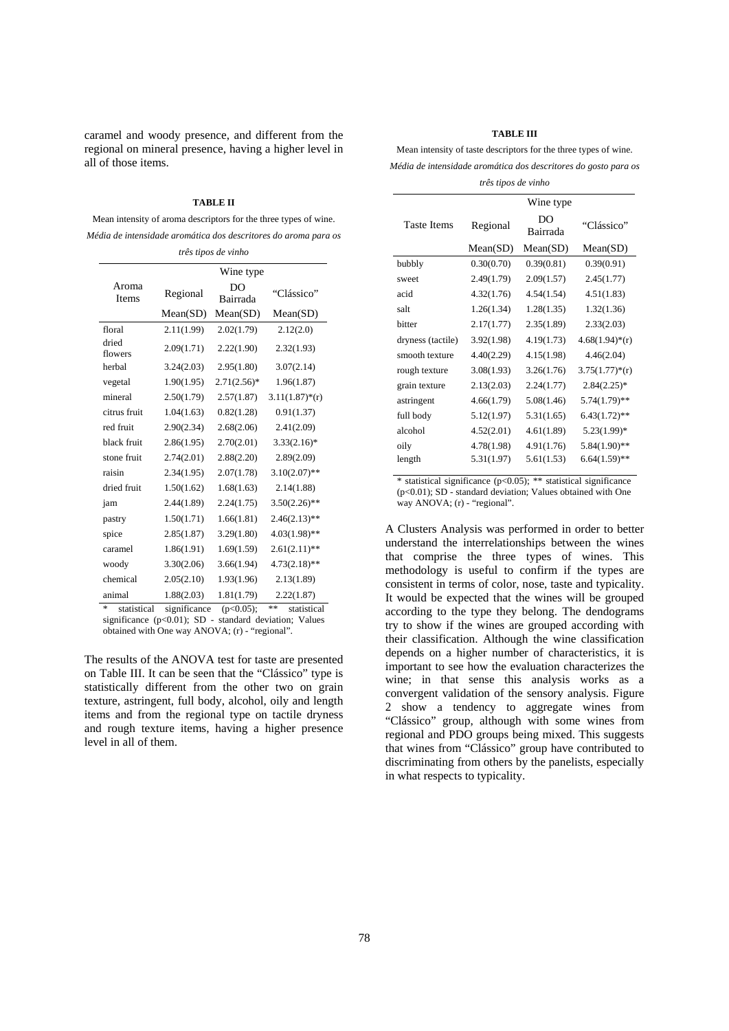caramel and woody presence, and different from the regional on mineral presence, having a higher level in all of those items.

**TABLE II**

Mean intensity of aroma descriptors for the three types of wine.

*Média de intensidade aromática dos descritores do aroma para os três tipos de vinho*

| Aroma Items | Wine type | | |
|---|---|---|---|
| | Regional | DO Bairrada | "Clássico" |
| | Mean(SD) | Mean(SD) | Mean(SD) |
| floral | 2.11(1.99) | 2.02(1.79) | 2.12(2.0) |
| dried flowers | 2.09(1.71) | 2.22(1.90) | 2.32(1.93) |
| herbal | 3.24(2.03) | 2.95(1.80) | 3.07(2.14) |
| vegetal | 1.90(1.95) | 2.71(2.56)* | 1.96(1.87) |
| mineral | 2.50(1.79) | 2.57(1.87) | 3.11(1.87)*(r) |
| citrus fruit | 1.04(1.63) | 0.82(1.28) | 0.91(1.37) |
| red fruit | 2.90(2.34) | 2.68(2.06) | 2.41(2.09) |
| black fruit | 2.86(1.95) | 2.70(2.01) | 3.33(2.16)* |
| stone fruit | 2.74(2.01) | 2.88(2.20) | 2.89(2.09) |
| raisin | 2.34(1.95) | 2.07(1.78) | 3.10(2.07)** |
| dried fruit | 1.50(1.62) | 1.68(1.63) | 2.14(1.88) |
| jam | 2.44(1.89) | 2.24(1.75) | 3.50(2.26)** |
| pastry | 1.50(1.71) | 1.66(1.81) | 2.46(2.13)** |
| spice | 2.85(1.87) | 3.29(1.80) | 4.03(1.98)** |
| caramel | 1.86(1.91) | 1.69(1.59) | 2.61(2.11)** |
| woody | 3.30(2.06) | 3.66(1.94) | 4.73(2.18)** |
| chemical | 2.05(2.10) | 1.93(1.96) | 2.13(1.89) |
| animal | 1.88(2.03) | 1.81(1.79) | 2.22(1.87) |

* statistical significance (p<0.05); ** statistical significance (p<0.01); SD - standard deviation; Values obtained with One way ANOVA; (r) - "regional".

The results of the ANOVA test for taste are presented on Table III. It can be seen that the "Clássico" type is statistically different from the other two on grain texture, astringent, full body, alcohol, oily and length items and from the regional type on tactile dryness and rough texture items, having a higher presence level in all of them.

**TABLE III**

Mean intensity of taste descriptors for the three types of wine.

*Média de intensidade aromática dos descritores do gosto para os três tipos de vinho*

| Taste Items | Wine type | | |
|---|---|---|---|
| | Regional | DO Bairrada | "Clássico" |
| | Mean(SD) | Mean(SD) | Mean(SD) |
| bubbly | 0.30(0.70) | 0.39(0.81) | 0.39(0.91) |
| sweet | 2.49(1.79) | 2.09(1.57) | 2.45(1.77) |
| acid | 4.32(1.76) | 4.54(1.54) | 4.51(1.83) |
| salt | 1.26(1.34) | 1.28(1.35) | 1.32(1.36) |
| bitter | 2.17(1.77) | 2.35(1.89) | 2.33(2.03) |
| dryness (tactile) | 3.92(1.98) | 4.19(1.73) | 4.68(1.94)*(r) |
| smooth texture | 4.40(2.29) | 4.15(1.98) | 4.46(2.04) |
| rough texture | 3.08(1.93) | 3.26(1.76) | 3.75(1.77)*(r) |
| grain texture | 2.13(2.03) | 2.24(1.77) | 2.84(2.25)* |
| astringent | 4.66(1.79) | 5.08(1.46) | 5.74(1.79)** |
| full body | 5.12(1.97) | 5.31(1.65) | 6.43(1.72)** |
| alcohol | 4.52(2.01) | 4.61(1.89) | 5.23(1.99)* |
| oily | 4.78(1.98) | 4.91(1.76) | 5.84(1.90)** |
| length | 5.31(1.97) | 5.61(1.53) | 6.64(1.59)** |

* statistical significance (p<0.05); ** statistical significance (p<0.01); SD - standard deviation; Values obtained with One way ANOVA; (r) - "regional".

A Clusters Analysis was performed in order to better understand the interrelationships between the wines that comprise the three types of wines. This methodology is useful to confirm if the types are consistent in terms of color, nose, taste and typicality. It would be expected that the wines will be grouped according to the type they belong. The dendograms try to show if the wines are grouped according with their classification. Although the wine classification depends on a higher number of characteristics, it is important to see how the evaluation characterizes the wine; in that sense this analysis works as a convergent validation of the sensory analysis. Figure 2 show a tendency to aggregate wines from "Clássico" group, although with some wines from regional and PDO groups being mixed. This suggests that wines from "Clássico" group have contributed to discriminating from others by the panelists, especially in what respects to typicality.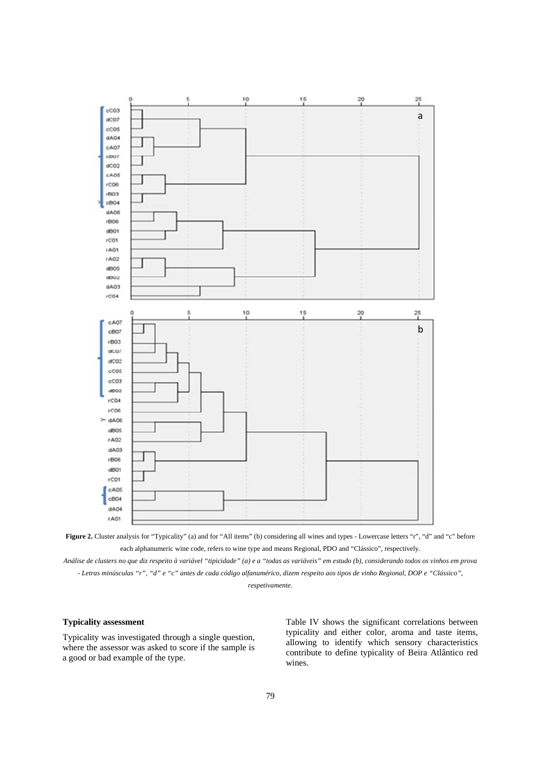**Figure 2.** Cluster analysis for "Typicality" (a) and for "All items" (b) considering all wines and types - Lowercase letters "r", "d" and "c" before each alphanumeric wine code, refers to wine type and means Regional, PDO and "Clássico", respectively.

*Análise de clusters no que diz respeito à variável "tipicidade" (a) e a "todas as variáveis" em estudo (b), considerando todos os vinhos em prova - Letras minúsculas "r", "d" e "c" antes de cada código alfanumérico, dizem respeito aos tipos de vinho Regional, DOP e "Clássico", respetivamente.*

### Typicality assessment

Typicality was investigated through a single question, where the assessor was asked to score if the sample is a good or bad example of the type.

Table IV shows the significant correlations between typicality and either color, aroma and taste items, allowing to identify which sensory characteristics contribute to define typicality of Beira Atlântico red wines.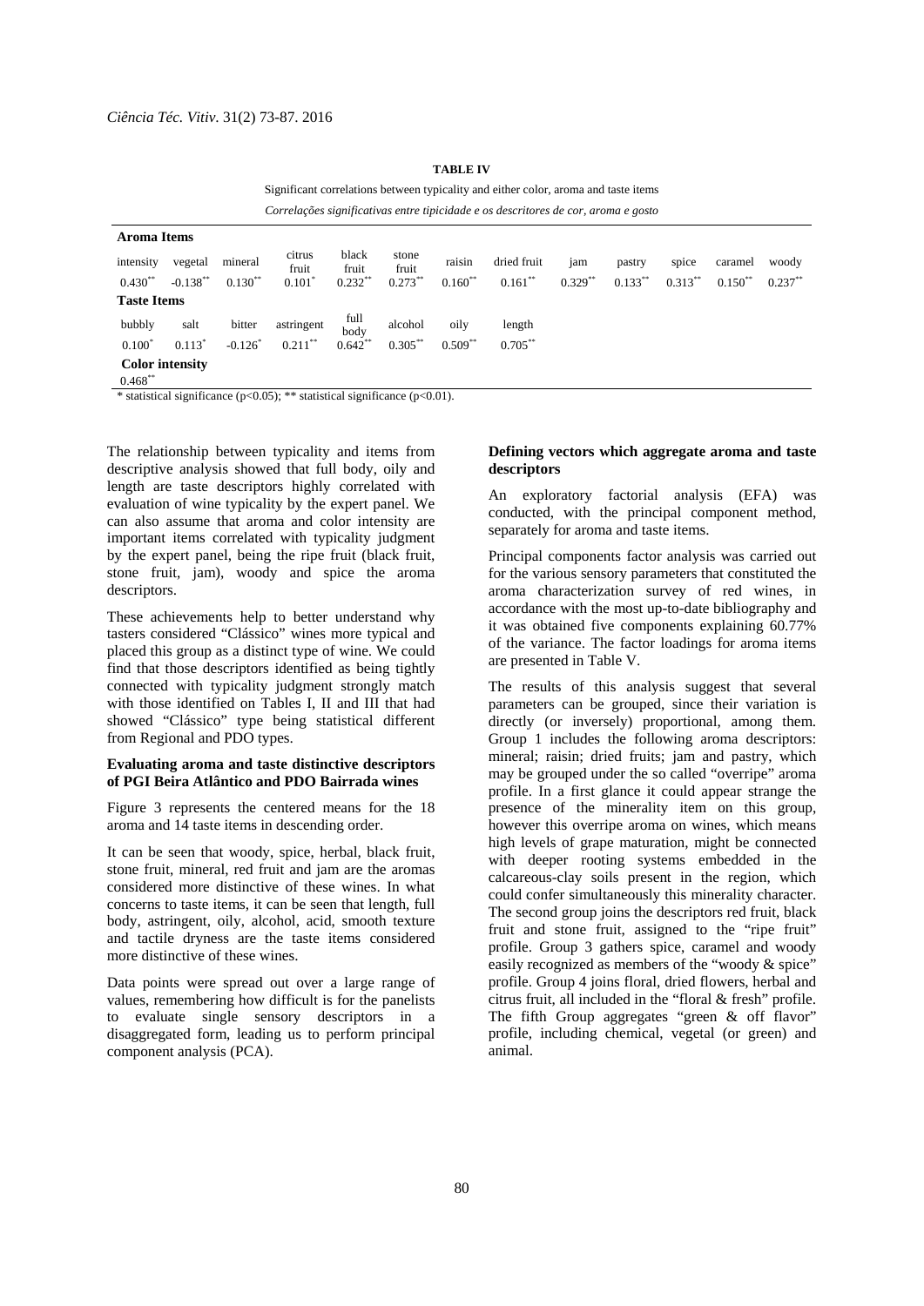**TABLE IV**

Significant correlations between typicality and either color, aroma and taste items

*Correlações significativas entre tipicidade e os descritores de cor, aroma e gosto*

| **Aroma Items** | | | | | | | | | | | | |
|---|---|---|---|---|---|---|---|---|---|---|---|---|
| intensity | vegetal | mineral | citrus fruit | black fruit | stone fruit | raisin | dried fruit | jam | pastry | spice | caramel | woody |
| 0.430** | -0.138** | 0.130** | 0.101* | 0.232** | 0.273** | 0.160** | 0.161** | 0.329** | 0.133** | 0.313** | 0.150** | 0.237** |
| **Taste Items** | | | | | | | | | | | | |
| bubbly | salt | bitter | astringent | full body | alcohol | oily | length | | | | | |
| 0.100* | 0.113* | -0.126* | 0.211** | 0.642** | 0.305** | 0.509** | 0.705** | | | | | |
| **Color intensity** | | | | | | | | | | | | |
| 0.468** | | | | | | | | | | | | |

\* statistical significance ($p<0.05$); ** statistical significance ($p<0.01$).

The relationship between typicality and items from descriptive analysis showed that full body, oily and length are taste descriptors highly correlated with evaluation of wine typicality by the expert panel. We can also assume that aroma and color intensity are important items correlated with typicality judgment by the expert panel, being the ripe fruit (black fruit, stone fruit, jam), woody and spice the aroma descriptors.

These achievements help to better understand why tasters considered "Clássico" wines more typical and placed this group as a distinct type of wine. We could find that those descriptors identified as being tightly connected with typicality judgment strongly match with those identified on Tables I, II and III that had showed "Clássico" type being statistical different from Regional and PDO types.

### Evaluating aroma and taste distinctive descriptors of PGI Beira Atlântico and PDO Bairrada wines

Figure 3 represents the centered means for the 18 aroma and 14 taste items in descending order.

It can be seen that woody, spice, herbal, black fruit, stone fruit, mineral, red fruit and jam are the aromas considered more distinctive of these wines. In what concerns to taste items, it can be seen that length, full body, astringent, oily, alcohol, acid, smooth texture and tactile dryness are the taste items considered more distinctive of these wines.

Data points were spread out over a large range of values, remembering how difficult is for the panelists to evaluate single sensory descriptors in a disaggregated form, leading us to perform principal component analysis (PCA).

### Defining vectors which aggregate aroma and taste descriptors

An exploratory factorial analysis (EFA) was conducted, with the principal component method, separately for aroma and taste items.

Principal components factor analysis was carried out for the various sensory parameters that constituted the aroma characterization survey of red wines, in accordance with the most up-to-date bibliography and it was obtained five components explaining 60.77% of the variance. The factor loadings for aroma items are presented in Table V.

The results of this analysis suggest that several parameters can be grouped, since their variation is directly (or inversely) proportional, among them. Group 1 includes the following aroma descriptors: mineral; raisin; dried fruits; jam and pastry, which may be grouped under the so called "overripe" aroma profile. In a first glance it could appear strange the presence of the minerality item on this group, however this overripe aroma on wines, which means high levels of grape maturation, might be connected with deeper rooting systems embedded in the calcareous-clay soils present in the region, which could confer simultaneously this minerality character. The second group joins the descriptors red fruit, black fruit and stone fruit, assigned to the "ripe fruit" profile. Group 3 gathers spice, caramel and woody easily recognized as members of the "woody & spice" profile. Group 4 joins floral, dried flowers, herbal and citrus fruit, all included in the "floral & fresh" profile. The fifth Group aggregates "green & off flavor" profile, including chemical, vegetal (or green) and animal.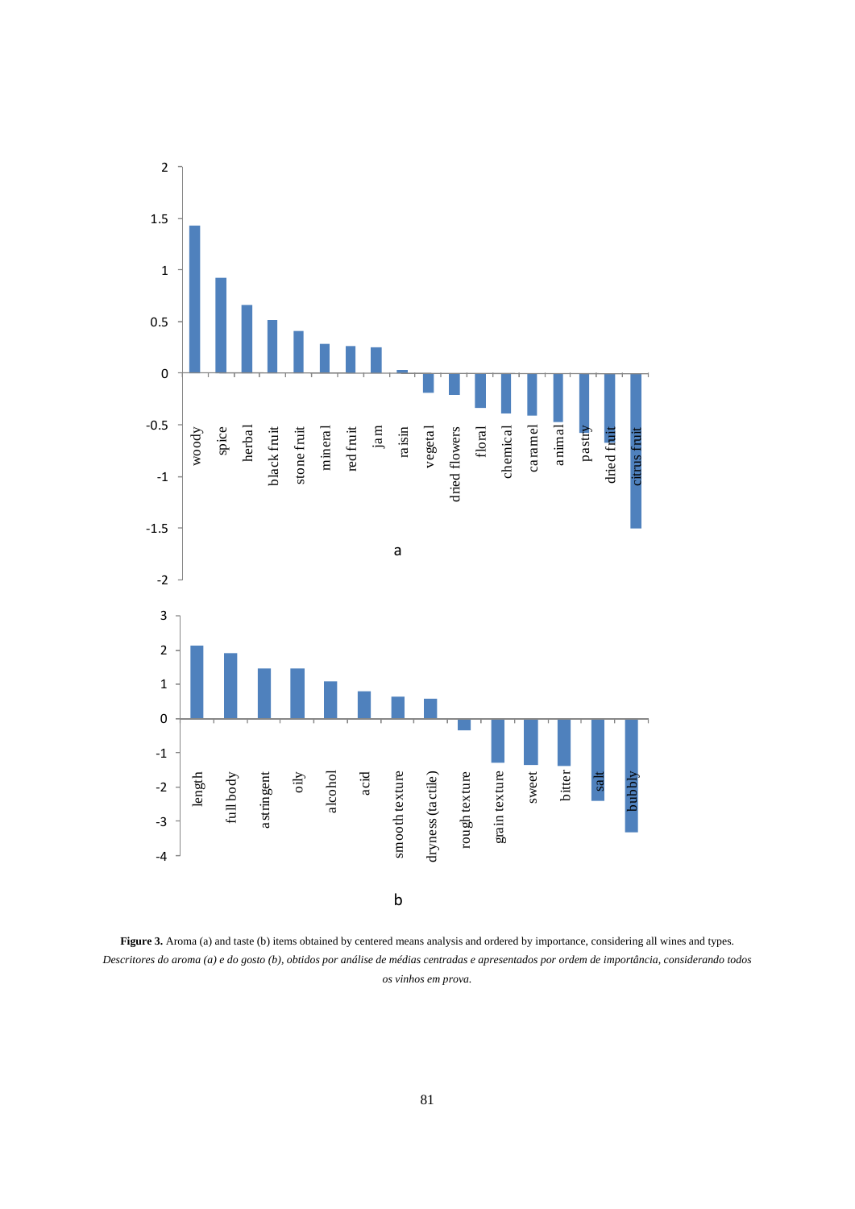**Figure 3.** Aroma (a) and taste (b) items obtained by centered means analysis and ordered by importance, considering all wines and types.
*Descritores do aroma (a) e do gosto (b), obtidos por análise de médias centradas e apresentados por ordem de importância, considerando todos os vinhos em prova.*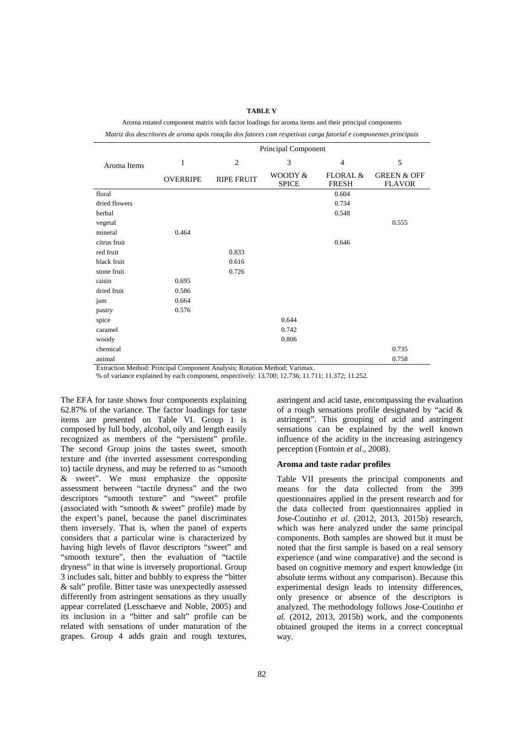**TABLE V**

Aroma rotated component matrix with factor loadings for aroma items and their principal components

*Matriz dos descritores de aroma após rotação dos fatores com respetivas carga fatorial e componentes principais*

| Aroma Items | Principal Component | | | | |
|---|---|---|---|---|---|
| | 1 | 2 | 3 | 4 | 5 |
| | OVERRIPE | RIPE FRUIT | WOODY & SPICE | FLORAL & FRESH | GREEN & OFF FLAVOR |
| floral | | | | 0.604 | |
| dried flowers | | | | 0.734 | |
| herbal | | | | 0.548 | |
| vegetal | | | | | 0.555 |
| mineral | 0.464 | | | | |
| citrus fruit | | | | 0.646 | |
| red fruit | | 0.833 | | | |
| black fruit | | 0.616 | | | |
| stone fruit | | 0.726 | | | |
| raisin | 0.695 | | | | |
| dried fruit | 0.586 | | | | |
| jam | 0.664 | | | | |
| pastry | 0.576 | | | | |
| spice | | | 0.644 | | |
| caramel | | | 0.742 | | |
| woody | | | 0.806 | | |
| chemical | | | | | 0.735 |
| animal | | | | | 0.758 |

Extraction Method: Principal Component Analysis; Rotation Method: Varimax.

% of variance explained by each component, respectively: 13.700; 12.736; 11.711; 11.372; 11.252.

The EFA for taste shows four components explaining 62.87% of the variance. The factor loadings for taste items are presented on Table VI. Group 1 is composed by full body, alcohol, oily and length easily recognized as members of the "persistent" profile. The second Group joins the tastes sweet, smooth texture and (the inverted assessment corresponding to) tactile dryness, and may be referred to as "smooth & sweet". We must emphasize the opposite assessment between "tactile dryness" and the two descriptors "smooth texture" and "sweet" profile (associated with "smooth & sweet" profile) made by the expert's panel, because the panel discriminates them inversely. That is, when the panel of experts considers that a particular wine is characterized by having high levels of flavor descriptors "sweet" and "smooth texture", then the evaluation of "tactile dryness" in that wine is inversely proportional. Group 3 includes salt, bitter and bubbly to express the "bitter & salt" profile. Bitter taste was unexpectedly assessed differently from astringent sensations as they usually appear correlated (Lesschaeve and Noble, 2005) and its inclusion in a "bitter and salt" profile can be related with sensations of under maturation of the grapes. Group 4 adds grain and rough textures, astringent and acid taste, encompassing the evaluation of a rough sensations profile designated by "acid & astringent". This grouping of acid and astringent sensations can be explained by the well known influence of the acidity in the increasing astringency perception (Fontoin *et al*., 2008).

### Aroma and taste radar profiles

Table VII presents the principal components and means for the data collected from the 399 questionnaires applied in the present research and for the data collected from questionnaires applied in Jose-Coutinho *et al*. (2012, 2013, 2015b) research, which was here analyzed under the same principal components. Both samples are showed but it must be noted that the first sample is based on a real sensory experience (and wine comparative) and the second is based on cognitive memory and expert knowledge (in absolute terms without any comparison). Because this experimental design leads to intensity differences, only presence or absence of the descriptors is analyzed. The methodology follows Jose-Coutinho *et al.* (2012, 2013, 2015b) work, and the components obtained grouped the items in a correct conceptual way.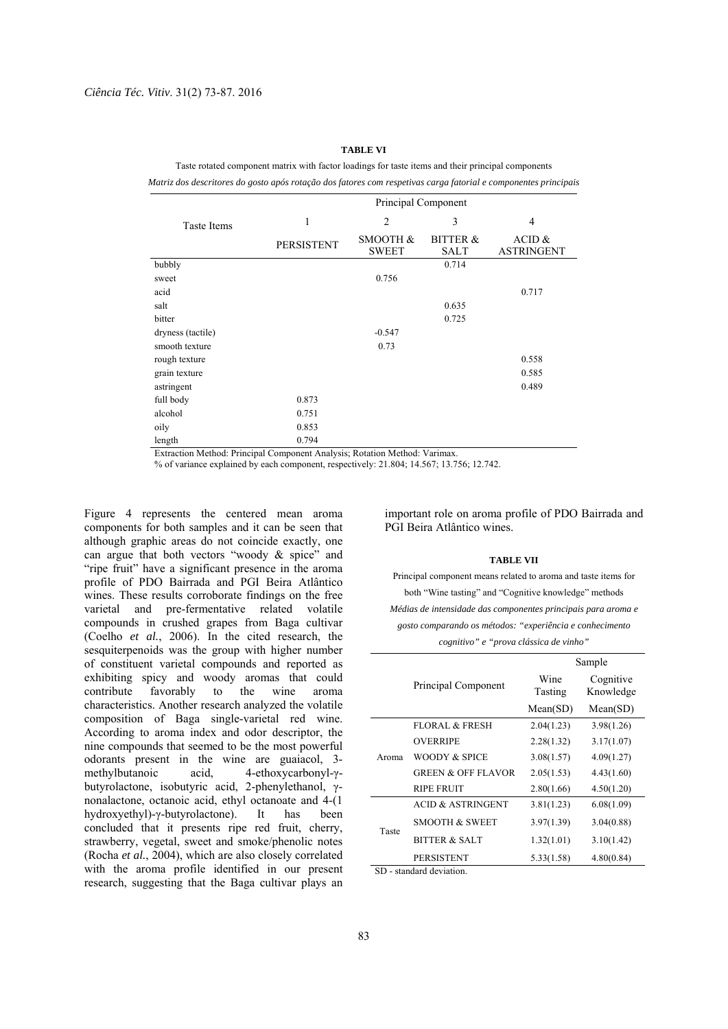**TABLE VI**

Taste rotated component matrix with factor loadings for taste items and their principal components

*Matriz dos descritores do gosto após rotação dos fatores com respetivas carga fatorial e componentes principais*

| Taste Items | Principal Component | | | |
|---|---|---|---|---|
| | 1 | 2 | 3 | 4 |
| | PERSISTENT | SMOOTH & SWEET | BITTER & SALT | ACID & ASTRINGENT |
| bubbly | | | 0.714 | |
| sweet | | 0.756 | | |
| acid | | | | 0.717 |
| salt | | | 0.635 | |
| bitter | | | 0.725 | |
| dryness (tactile) | | -0.547 | | |
| smooth texture | | 0.73 | | |
| rough texture | | | | 0.558 |
| grain texture | | | | 0.585 |
| astringent | | | | 0.489 |
| full body | 0.873 | | | |
| alcohol | 0.751 | | | |
| oily | 0.853 | | | |
| length | 0.794 | | | |

Extraction Method: Principal Component Analysis; Rotation Method: Varimax.

% of variance explained by each component, respectively: 21.804; 14.567; 13.756; 12.742.

Figure 4 represents the centered mean aroma components for both samples and it can be seen that although graphic areas do not coincide exactly, one can argue that both vectors "woody & spice" and "ripe fruit" have a significant presence in the aroma profile of PDO Bairrada and PGI Beira Atlântico wines. These results corroborate findings on the free varietal and pre-fermentative related volatile compounds in crushed grapes from Baga cultivar (Coelho *et al.*, 2006). In the cited research, the sesquiterpenoids was the group with higher number of constituent varietal compounds and reported as exhibiting spicy and woody aromas that could contribute favorably to the wine aroma characteristics. Another research analyzed the volatile composition of Baga single-varietal red wine. According to aroma index and odor descriptor, the nine compounds that seemed to be the most powerful odorants present in the wine are guaiacol, 3-methylbutanoic acid, 4-ethoxycarbonyl-γ-butyrolactone, isobutyric acid, 2-phenylethanol, γ-nonalactone, octanoic acid, ethyl octanoate and 4-(1 hydroxyethyl)-γ-butyrolactone). It has been concluded that it presents ripe red fruit, cherry, strawberry, vegetal, sweet and smoke/phenolic notes (Rocha *et al.*, 2004), which are also closely correlated with the aroma profile identified in our present research, suggesting that the Baga cultivar plays an important role on aroma profile of PDO Bairrada and PGI Beira Atlântico wines.

**TABLE VII**

Principal component means related to aroma and taste items for both "Wine tasting" and "Cognitive knowledge" methods

*Médias de intensidade das componentes principais para aroma e gosto comparando os métodos: "experiência e conhecimento cognitivo" e "prova clássica de vinho"*

| | Principal Component | Sample | |
|---|---|---|---|
| | | Wine Tasting | Cognitive Knowledge |
| | | Mean(SD) | Mean(SD) |
| Aroma | FLORAL & FRESH | 2.04(1.23) | 3.98(1.26) |
| | OVERRIPE | 2.28(1.32) | 3.17(1.07) |
| | WOODY & SPICE | 3.08(1.57) | 4.09(1.27) |
| | GREEN & OFF FLAVOR | 2.05(1.53) | 4.43(1.60) |
| | RIPE FRUIT | 2.80(1.66) | 4.50(1.20) |
| Taste | ACID & ASTRINGENT | 3.81(1.23) | 6.08(1.09) |
| | SMOOTH & SWEET | 3.97(1.39) | 3.04(0.88) |
| | BITTER & SALT | 1.32(1.01) | 3.10(1.42) |
| | PERSISTENT | 5.33(1.58) | 4.80(0.84) |

SD - standard deviation.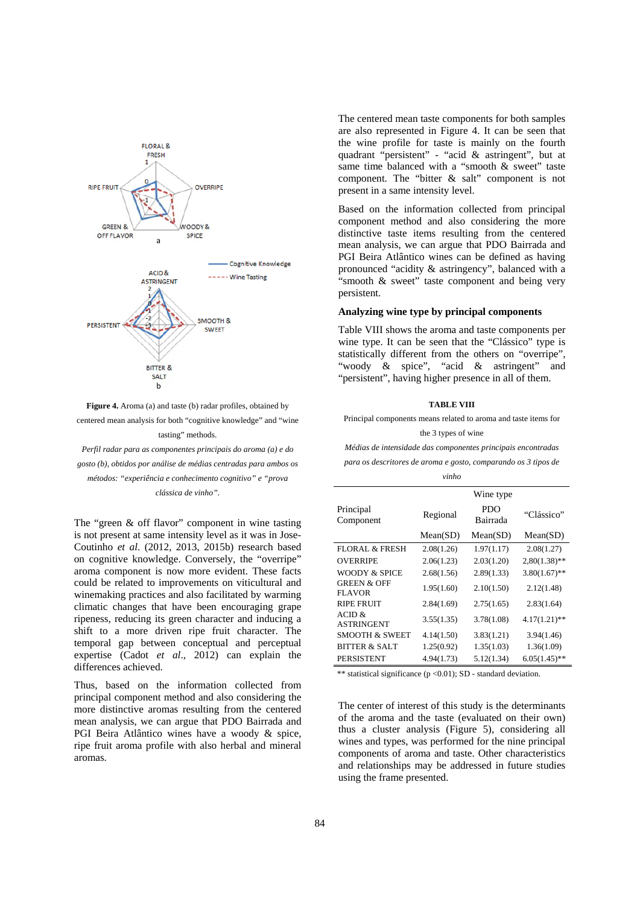**Figure 4.** Aroma (a) and taste (b) radar profiles, obtained by centered mean analysis for both "cognitive knowledge" and "wine tasting" methods.

*Perfil radar para as componentes principais do aroma (a) e do gosto (b), obtidos por análise de médias centradas para ambos os métodos: "experiência e conhecimento cognitivo" e "prova clássica de vinho".*

The "green & off flavor" component in wine tasting is not present at same intensity level as it was in Jose-Coutinho *et al.* (2012, 2013, 2015b) research based on cognitive knowledge. Conversely, the "overripe" aroma component is now more evident. These facts could be related to improvements on viticultural and winemaking practices and also facilitated by warming climatic changes that have been encouraging grape ripeness, reducing its green character and inducing a shift to a more driven ripe fruit character. The temporal gap between conceptual and perceptual expertise (Cadot *et al.*, 2012) can explain the differences achieved.

Thus, based on the information collected from principal component method and also considering the more distinctive aromas resulting from the centered mean analysis, we can argue that PDO Bairrada and PGI Beira Atlântico wines have a woody & spice, ripe fruit aroma profile with also herbal and mineral aromas.

The centered mean taste components for both samples are also represented in Figure 4. It can be seen that the wine profile for taste is mainly on the fourth quadrant "persistent" - "acid & astringent", but at same time balanced with a "smooth & sweet" taste component. The "bitter & salt" component is not present in a same intensity level.

Based on the information collected from principal component method and also considering the more distinctive taste items resulting from the centered mean analysis, we can argue that PDO Bairrada and PGI Beira Atlântico wines can be defined as having pronounced "acidity & astringency", balanced with a "smooth & sweet" taste component and being very persistent.

### Analyzing wine type by principal components

Table VIII shows the aroma and taste components per wine type. It can be seen that the "Clássico" type is statistically different from the others on "overripe", "woody & spice", "acid & astringent" and "persistent", having higher presence in all of them.

**TABLE VIII**

Principal components means related to aroma and taste items for the 3 types of wine

*Médias de intensidade das componentes principais encontradas para os descritores de aroma e gosto, comparando os 3 tipos de vinho*

| Principal Component | Wine type | | |
|---|---|---|---|
| | Regional | PDO Bairrada | "Clássico" |
| | Mean(SD) | Mean(SD) | Mean(SD) |
| FLORAL & FRESH | 2.08(1.26) | 1.97(1.17) | 2.08(1.27) |
| OVERRIPE | 2.06(1.23) | 2.03(1.20) | 2,80(1.38)** |
| WOODY & SPICE | 2.68(1.56) | 2.89(1.33) | 3.80(1.67)** |
| GREEN & OFF FLAVOR | 1.95(1.60) | 2.10(1.50) | 2.12(1.48) |
| RIPE FRUIT | 2.84(1.69) | 2.75(1.65) | 2.83(1.64) |
| ACID & ASTRINGENT | 3.55(1.35) | 3.78(1.08) | 4.17(1.21)** |
| SMOOTH & SWEET | 4.14(1.50) | 3.83(1.21) | 3.94(1.46) |
| BITTER & SALT | 1.25(0.92) | 1.35(1.03) | 1.36(1.09) |
| PERSISTENT | 4.94(1.73) | 5.12(1.34) | 6.05(1.45)** |

** statistical significance ($p < 0.01$); SD - standard deviation.

The center of interest of this study is the determinants of the aroma and the taste (evaluated on their own) thus a cluster analysis (Figure 5), considering all wines and types, was performed for the nine principal components of aroma and taste. Other characteristics and relationships may be addressed in future studies using the frame presented.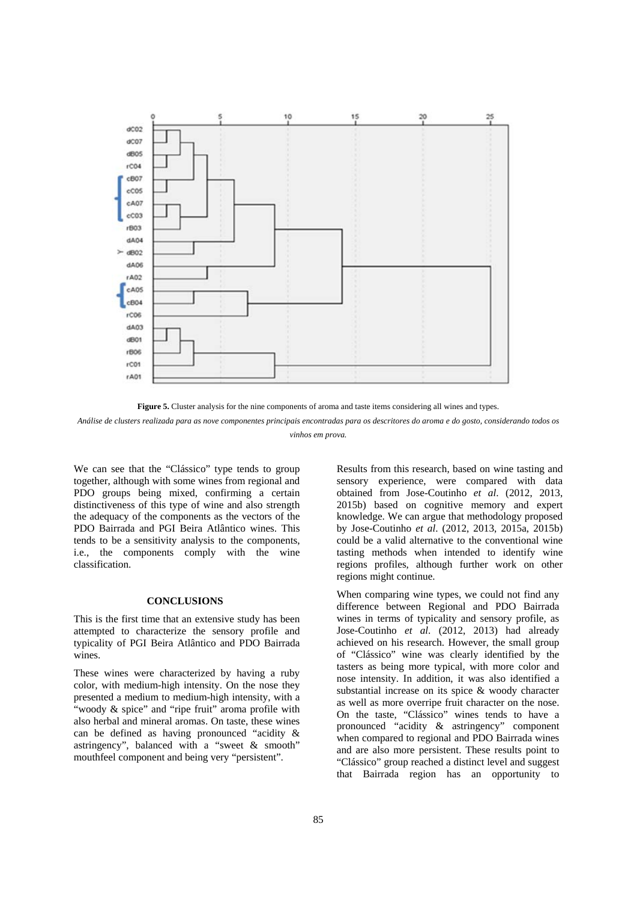**Figure 5.** Cluster analysis for the nine components of aroma and taste items considering all wines and types.

*Análise de clusters realizada para as nove componentes principais encontradas para os descritores do aroma e do gosto, considerando todos os vinhos em prova.*

We can see that the "Clássico" type tends to group together, although with some wines from regional and PDO groups being mixed, confirming a certain distinctiveness of this type of wine and also strength the adequacy of the components as the vectors of the PDO Bairrada and PGI Beira Atlântico wines. This tends to be a sensitivity analysis to the components, i.e., the components comply with the wine classification.

## CONCLUSIONS

This is the first time that an extensive study has been attempted to characterize the sensory profile and typicality of PGI Beira Atlântico and PDO Bairrada wines.

These wines were characterized by having a ruby color, with medium-high intensity. On the nose they presented a medium to medium-high intensity, with a "woody & spice" and "ripe fruit" aroma profile with also herbal and mineral aromas. On taste, these wines can be defined as having pronounced "acidity & astringency", balanced with a "sweet & smooth" mouthfeel component and being very "persistent".

Results from this research, based on wine tasting and sensory experience, were compared with data obtained from Jose-Coutinho *et al*. (2012, 2013, 2015b) based on cognitive memory and expert knowledge. We can argue that methodology proposed by Jose-Coutinho *et al*. (2012, 2013, 2015a, 2015b) could be a valid alternative to the conventional wine tasting methods when intended to identify wine regions profiles, although further work on other regions might continue.

When comparing wine types, we could not find any difference between Regional and PDO Bairrada wines in terms of typicality and sensory profile, as Jose-Coutinho *et al*. (2012, 2013) had already achieved on his research. However, the small group of "Clássico" wine was clearly identified by the tasters as being more typical, with more color and nose intensity. In addition, it was also identified a substantial increase on its spice & woody character as well as more overripe fruit character on the nose. On the taste, "Clássico" wines tends to have a pronounced "acidity & astringency" component when compared to regional and PDO Bairrada wines and are also more persistent. These results point to "Clássico" group reached a distinct level and suggest that Bairrada region has an opportunity to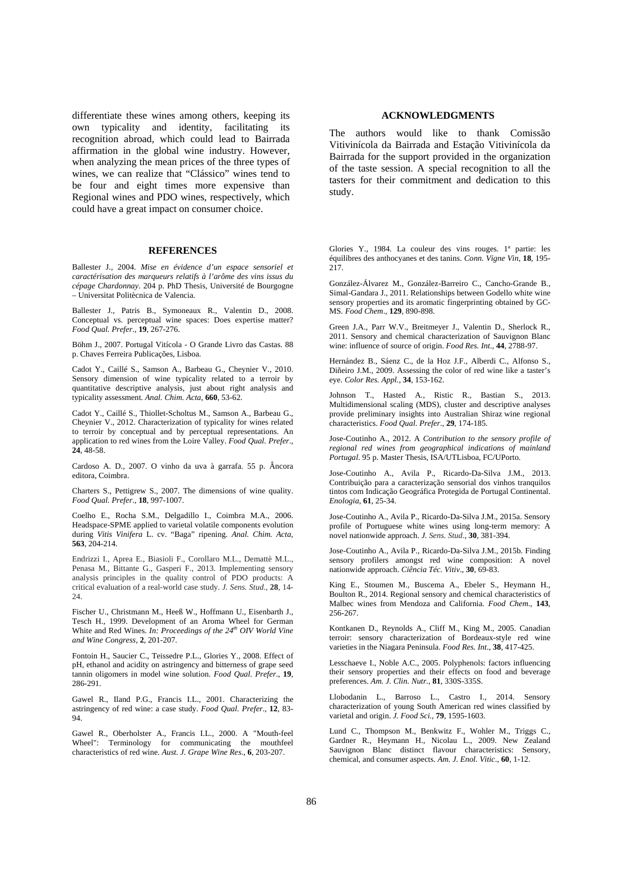differentiate these wines among others, keeping its own typicality and identity, facilitating its recognition abroad, which could lead to Bairrada affirmation in the global wine industry. However, when analyzing the mean prices of the three types of wines, we can realize that "Clássico" wines tend to be four and eight times more expensive than Regional wines and PDO wines, respectively, which could have a great impact on consumer choice.

## ACKNOWLEDGMENTS

The authors would like to thank Comissão Vitivinícola da Bairrada and Estação Vitivinícola da Bairrada for the support provided in the organization of the taste session. A special recognition to all the tasters for their commitment and dedication to this study.

## REFERENCES

Ballester J., 2004. *Mise en évidence d'un espace sensoriel et caractérisation des marqueurs relatifs à l'arôme des vins issus du cépage Chardonnay*. 204 p. PhD Thesis, Université de Bourgogne – Universitat Politècnica de Valencia.

Ballester J., Patris B., Symoneaux R., Valentin D., 2008. Conceptual vs. perceptual wine spaces: Does expertise matter? *Food Qual. Prefer.*, **19**, 267-276.

Böhm J., 2007. Portugal Vitícola - O Grande Livro das Castas. 88 p. Chaves Ferreira Publicações, Lisboa.

Cadot Y., Caillé S., Samson A., Barbeau G., Cheynier V., 2010. Sensory dimension of wine typicality related to a terroir by quantitative descriptive analysis, just about right analysis and typicality assessment. *Anal. Chim. Acta*, **660**, 53-62.

Cadot Y., Caillé S., Thiollet-Scholtus M., Samson A., Barbeau G., Cheynier V., 2012. Characterization of typicality for wines related to terroir by conceptual and by perceptual representations. An application to red wines from the Loire Valley. *Food Qual. Prefer.*, **24**, 48-58.

Cardoso A. D., 2007. O vinho da uva à garrafa. 55 p. Âncora editora, Coimbra.

Charters S., Pettigrew S., 2007. The dimensions of wine quality. *Food Qual. Prefer.*, **18**, 997-1007.

Coelho E., Rocha S.M., Delgadillo I., Coimbra M.A., 2006. Headspace-SPME applied to varietal volatile components evolution during *Vitis Vinifera* L. cv. "Baga" ripening. *Anal. Chim. Acta*, **563**, 204-214.

Endrizzi I., Aprea E., Biasioli F., Corollaro M.L., Demattè M.L., Penasa M., Bittante G., Gasperi F., 2013. Implementing sensory analysis principles in the quality control of PDO products: A critical evaluation of a real-world case study. *J. Sens. Stud.*, **28**, 14-24.

Fischer U., Christmann M., Heeß W., Hoffmann U., Eisenbarth J., Tesch H., 1999. Development of an Aroma Wheel for German White and Red Wines. *In: Proceedings of the 24th OIV World Vine and Wine Congress*, **2**, 201-207.

Fontoin H., Saucier C., Teissedre P.L., Glories Y., 2008. Effect of pH, ethanol and acidity on astringency and bitterness of grape seed tannin oligomers in model wine solution. *Food Qual. Prefer.*, **19**, 286-291.

Gawel R., Iland P.G., Francis I.L., 2001. Characterizing the astringency of red wine: a case study. *Food Qual. Prefer.*, **12**, 83-94.

Gawel R., Oberholster A., Francis I.L., 2000. A "Mouth-feel Wheel": Terminology for communicating the mouthfeel characteristics of red wine. *Aust. J. Grape Wine Res.*, **6**, 203-207.

Glories Y., 1984. La couleur des vins rouges. 1ª partie: les équilibres des anthocyanes et des tanins. *Conn. Vigne Vin*, **18**, 195-217.

González-Álvarez M., González-Barreiro C., Cancho-Grande B., Simal-Gandara J., 2011. Relationships between Godello white wine sensory properties and its aromatic fingerprinting obtained by GC-MS. *Food Chem.*, **129**, 890-898.

Green J.A., Parr W.V., Breitmeyer J., Valentin D., Sherlock R., 2011. Sensory and chemical characterization of Sauvignon Blanc wine: influence of source of origin. *Food Res. Int.*, **44**, 2788-97.

Hernández B., Sáenz C., de la Hoz J.F., Alberdi C., Alfonso S., Diñeiro J.M., 2009. Assessing the color of red wine like a taster's eye. *Color Res. Appl.*, **34**, 153-162.

Johnson T., Hasted A., Ristic R., Bastian S., 2013. Multidimensional scaling (MDS), cluster and descriptive analyses provide preliminary insights into Australian Shiraz wine regional characteristics. *Food Qual. Prefer.*, **29**, 174-185.

Jose-Coutinho A., 2012. A *Contribution to the sensory profile of regional red wines from geographical indications of mainland Portugal*. 95 p. Master Thesis, ISA/UTLisboa, FC/UPorto.

Jose-Coutinho A., Avila P., Ricardo-Da-Silva J.M., 2013. Contribuição para a caracterização sensorial dos vinhos tranquilos tintos com Indicação Geográfica Protegida de Portugal Continental. *Enologia*, **61**, 25-34.

Jose-Coutinho A., Avila P., Ricardo-Da-Silva J.M., 2015a. Sensory profile of Portuguese white wines using long-term memory: A novel nationwide approach. *J. Sens. Stud.*, **30**, 381-394.

Jose-Coutinho A., Avila P., Ricardo-Da-Silva J.M., 2015b. Finding sensory profilers amongst red wine composition: A novel nationwide approach. *Ciência Téc. Vitiv.*, **30**, 69-83.

King E., Stoumen M., Buscema A., Ebeler S., Heymann H., Boulton R., 2014. Regional sensory and chemical characteristics of Malbec wines from Mendoza and California. *Food Chem.*, **143**, 256-267.

Kontkanen D., Reynolds A., Cliff M., King M., 2005. Canadian terroir: sensory characterization of Bordeaux-style red wine varieties in the Niagara Peninsula. *Food Res. Int.*, **38**, 417-425.

Lesschaeve I., Noble A.C., 2005. Polyphenols: factors influencing their sensory properties and their effects on food and beverage preferences. *Am. J. Clin. Nutr.*, **81**, 330S-335S.

Llobodanin L., Barroso L., Castro I., 2014. Sensory characterization of young South American red wines classified by varietal and origin. *J. Food Sci.*, **79**, 1595-1603.

Lund C., Thompson M., Benkwitz F., Wohler M., Triggs C., Gardner R., Heymann H., Nicolau L., 2009. New Zealand Sauvignon Blanc distinct flavour characteristics: Sensory, chemical, and consumer aspects. *Am. J. Enol. Vitic.*, **60**, 1-12.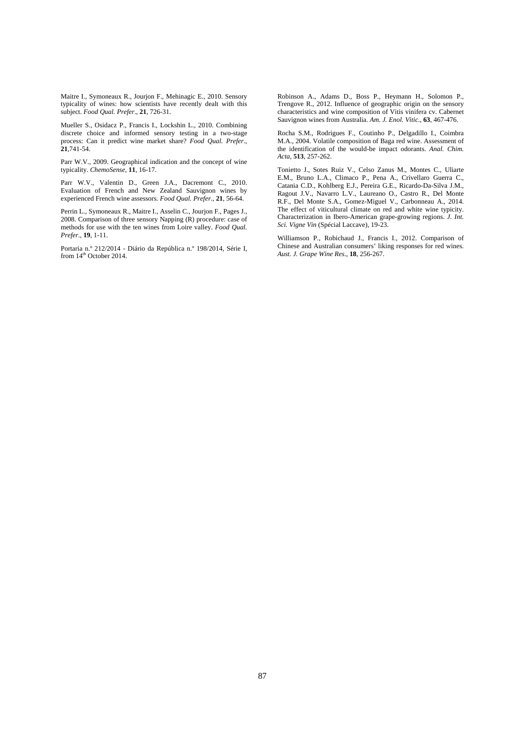Maitre I., Symoneaux R., Jourjon F., Mehinagic E., 2010. Sensory typicality of wines: how scientists have recently dealt with this subject. *Food Qual. Prefer*., **21**, 726-31.

Mueller S., Osidacz P., Francis I., Lockshin L., 2010. Combining discrete choice and informed sensory testing in a two-stage process: Can it predict wine market share? *Food Qual. Prefer*., **21**,741-54.

Parr W.V., 2009. Geographical indication and the concept of wine typicality. *ChemoSense*, **11**, 16-17.

Parr W.V., Valentin D., Green J.A., Dacremont C., 2010. Evaluation of French and New Zealand Sauvignon wines by experienced French wine assessors. *Food Qual. Prefer*., **21**, 56-64.

Perrin L., Symoneaux R., Maitre I., Asselin C., Jourjon F., Pages J., 2008. Comparison of three sensory Napping (R) procedure: case of methods for use with the ten wines from Loire valley. *Food Qual. Prefer*., **19**, 1-11.

Portaria n.º 212/2014 - Diário da República n.º 198/2014, Série I, from 14th October 2014.

Robinson A., Adams D., Boss P., Heymann H., Solomon P., Trengove R., 2012. Influence of geographic origin on the sensory characteristics and wine composition of Vitis vinifera cv. Cabernet Sauvignon wines from Australia. *Am. J. Enol. Vitic*., **63**, 467-476.

Rocha S.M., Rodrigues F., Coutinho P., Delgadillo I., Coimbra M.A., 2004. Volatile composition of Baga red wine. Assessment of the identification of the would-be impact odorants. *Anal. Chim. Acta*, **513**, 257-262.

Tonietto J., Sotes Ruiz V., Celso Zanus M., Montes C., Uliarte E.M., Bruno L.A., Climaco P., Pena A., Crivellaro Guerra C., Catania C.D., Kohlberg E.J., Pereira G.E., Ricardo-Da-Silva J.M., Ragout J.V., Navarro L.V., Laureano O., Castro R., Del Monte R.F., Del Monte S.A., Gomez-Miguel V., Carbonneau A., 2014. The effect of viticultural climate on red and white wine typicity. Characterization in Ibero-American grape-growing regions. *J. Int. Sci. Vigne Vin* (Spécial Laccave), 19-23.

Williamson P., Robichaud J., Francis I., 2012. Comparison of Chinese and Australian consumers' liking responses for red wines. *Aust. J. Grape Wine Res*., **18**, 256-267.